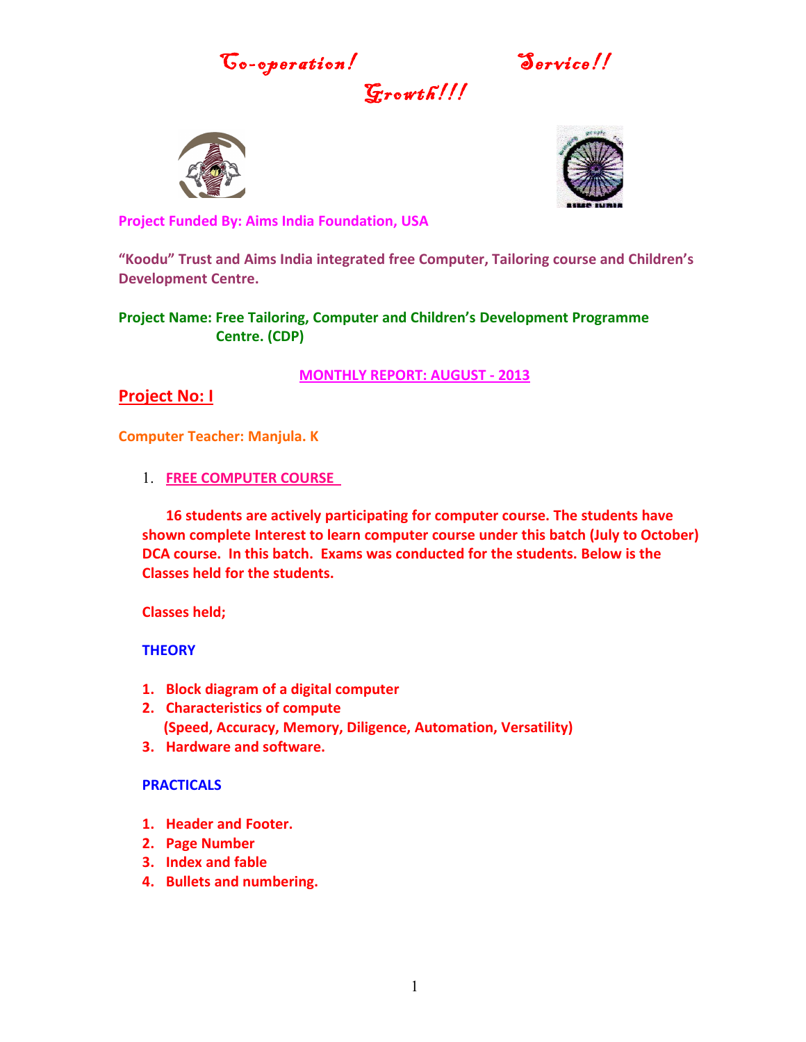*Co-operation!* *Service!!* *Growth!!!*

**Project Funded By: Aims India Foundation, USA**

**"Koodu" Trust and Aims India integrated free Computer, Tailoring course and Children's Development Centre.**

**Project Name: Free Tailoring, Computer and Children's Development Programme Centre. (CDP)**

**MONTHLY REPORT: AUGUST - 2013**

## Project No: I

**Computer Teacher: Manjula. K**

1. **FREE COMPUTER COURSE**

**16 students are actively participating for computer course. The students have shown complete Interest to learn computer course under this batch (July to October) DCA course. In this batch. Exams was conducted for the students. Below is the Classes held for the students.**

**Classes held;**

**THEORY**

1. **Block diagram of a digital computer**
2. **Characteristics of compute (Speed, Accuracy, Memory, Diligence, Automation, Versatility)**
3. **Hardware and software.**

**PRACTICALS**

1. **Header and Footer.**
2. **Page Number**
3. **Index and fable**
4. **Bullets and numbering.**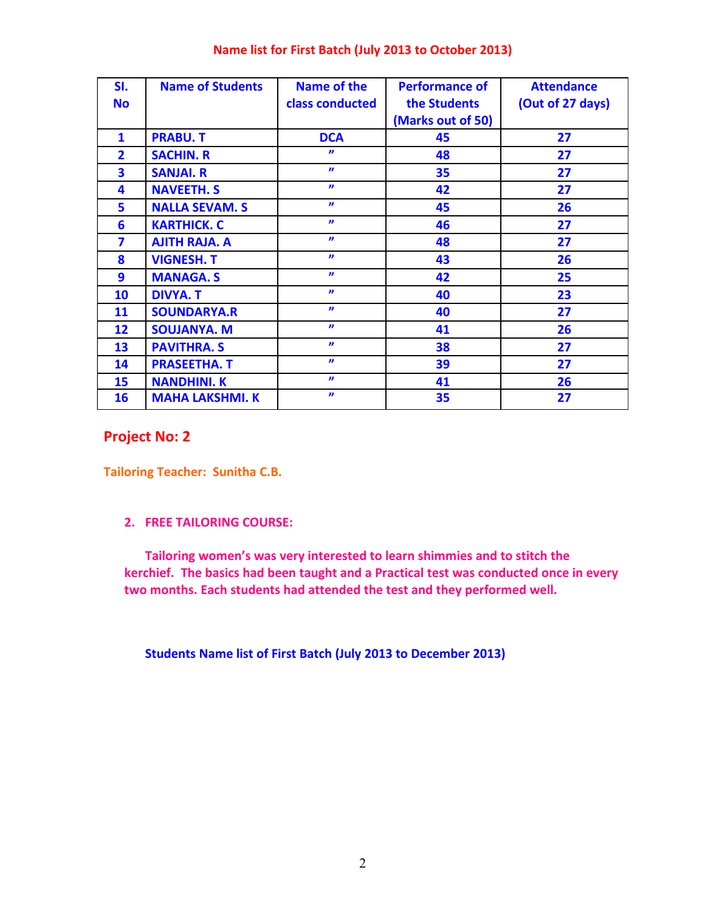## Name list for First Batch (July 2013 to October 2013)

| Sl. No | Name of Students | Name of the class conducted | Performance of the Students (Marks out of 50) | Attendance (Out of 27 days) |
|---|---|---|---|---|
| 1 | PRABU. T | DCA | 45 | 27 |
| 2 | SACHIN. R | " | 48 | 27 |
| 3 | SANJAI. R | " | 35 | 27 |
| 4 | NAVEETH. S | " | 42 | 27 |
| 5 | NALLA SEVAM. S | " | 45 | 26 |
| 6 | KARTHICK. C | " | 46 | 27 |
| 7 | AJITH RAJA. A | " | 48 | 27 |
| 8 | VIGNESH. T | " | 43 | 26 |
| 9 | MANAGA. S | " | 42 | 25 |
| 10 | DIVYA. T | " | 40 | 23 |
| 11 | SOUNDARYA.R | " | 40 | 27 |
| 12 | SOUJANYA. M | " | 41 | 26 |
| 13 | PAVITHRA. S | " | 38 | 27 |
| 14 | PRASEETHA. T | " | 39 | 27 |
| 15 | NANDHINI. K | " | 41 | 26 |
| 16 | MAHA LAKSHMI. K | " | 35 | 27 |

## Project No: 2

**Tailoring Teacher: Sunitha C.B.**

### 2. FREE TAILORING COURSE:

Tailoring women's was very interested to learn shimmies and to stitch the kerchief. The basics had been taught and a Practical test was conducted once in every two months. Each students had attended the test and they performed well.

**Students Name list of First Batch (July 2013 to December 2013)**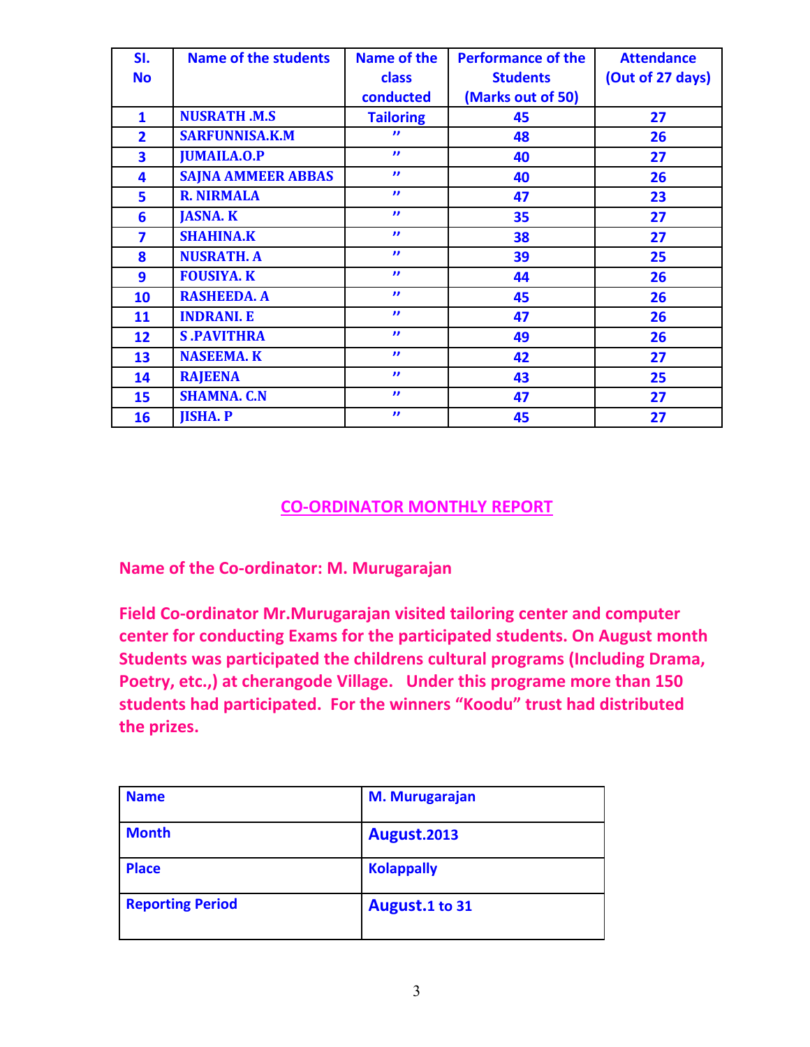| Sl. No | Name of the students | Name of the class conducted | Performance of the Students (Marks out of 50) | Attendance (Out of 27 days) |
|---|---|---|---|---|
| 1 | NUSRATH .M.S | Tailoring | 45 | 27 |
| 2 | SARFUNNISA.K.M | " | 48 | 26 |
| 3 | JUMAILA.O.P | " | 40 | 27 |
| 4 | SAJNA AMMEER ABBAS | " | 40 | 26 |
| 5 | R. NIRMALA | " | 47 | 23 |
| 6 | JASNA. K | " | 35 | 27 |
| 7 | SHAHINA.K | " | 38 | 27 |
| 8 | NUSRATH. A | " | 39 | 25 |
| 9 | FOUSIYA. K | " | 44 | 26 |
| 10 | RASHEEDA. A | " | 45 | 26 |
| 11 | INDRANI. E | " | 47 | 26 |
| 12 | S .PAVITHRA | " | 49 | 26 |
| 13 | NASEEMA. K | " | 42 | 27 |
| 14 | RAJEENA | " | 43 | 25 |
| 15 | SHAMNA. C.N | " | 47 | 27 |
| 16 | JISHA. P | " | 45 | 27 |

## CO-ORDINATOR MONTHLY REPORT

**Name of the Co-ordinator: M. Murugarajan**

**Field Co-ordinator Mr.Murugarajan visited tailoring center and computer center for conducting Exams for the participated students. On August month Students was participated the childrens cultural programs (Including Drama, Poetry, etc.,) at cherangode Village. Under this programe more than 150 students had participated. For the winners "Koodu" trust had distributed the prizes.**

| Name | M. Murugarajan |
|---|---|
| Month | August.2013 |
| Place | Kolappally |
| Reporting Period | August.1 to 31 |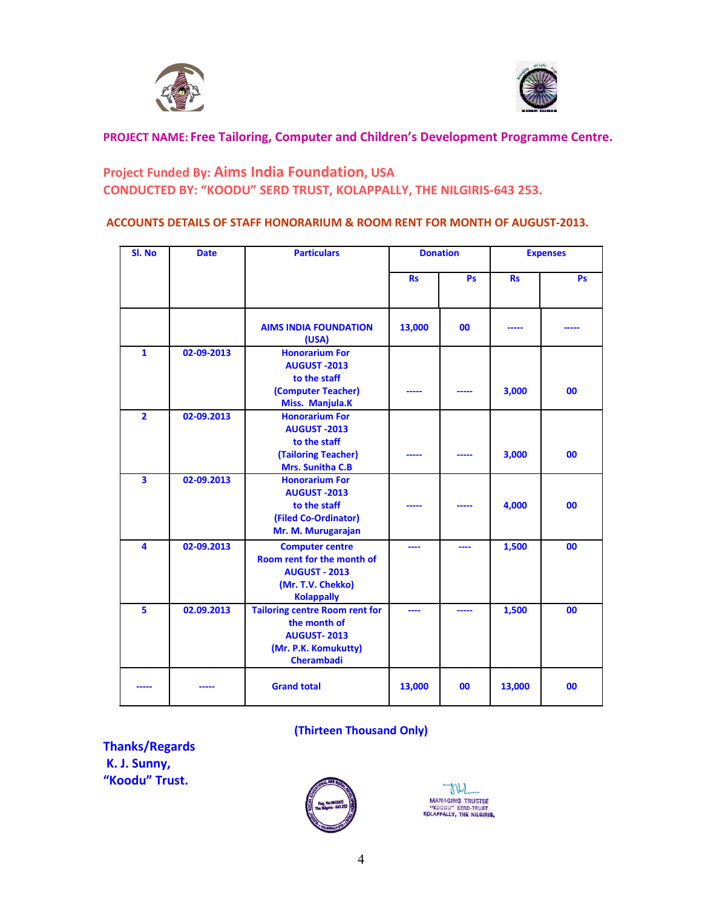**PROJECT NAME: Free Tailoring, Computer and Children's Development Programme Centre.**

**Project Funded By: Aims India Foundation, USA**
**CONDUCTED BY: "KOODU" SERD TRUST, KOLAPPALLY, THE NILGIRIS-643 253.**

**ACCOUNTS DETAILS OF STAFF HONORARIUM & ROOM RENT FOR MONTH OF AUGUST-2013.**

| Sl. No | Date | Particulars | Donation | | Expenses | |
|---|---|---|---|---|---|---|
| | | | Rs | Ps | Rs | Ps |
| | | AIMS INDIA FOUNDATION (USA) | 13,000 | 00 | ----- | ----- |
| 1 | 02-09-2013 | Honorarium For AUGUST -2013 to the staff (Computer Teacher) Miss. Manjula.K | ----- | ----- | 3,000 | 00 |
| 2 | 02-09.2013 | Honorarium For AUGUST -2013 to the staff (Tailoring Teacher) Mrs. Sunitha C.B | ----- | ----- | 3,000 | 00 |
| 3 | 02-09.2013 | Honorarium For AUGUST -2013 to the staff (Filed Co-Ordinator) Mr. M. Murugarajan | ----- | ----- | 4,000 | 00 |
| 4 | 02-09.2013 | Computer centre Room rent for the month of AUGUST - 2013 (Mr. T.V. Chekko) Kolappally | ---- | ---- | 1,500 | 00 |
| 5 | 02.09.2013 | Tailoring centre Room rent for the month of AUGUST- 2013 (Mr. P.K. Komukutty) Cherambadi | ---- | ----- | 1,500 | 00 |
| ----- | ----- | Grand total | 13,000 | 00 | 13,000 | 00 |

**(Thirteen Thousand Only)**

**Thanks/Regards**
**K. J. Sunny,**
**"Koodu" Trust.**

MANAGING TRUSTEE
"KOODU" SERD-TRUST
KOLAPPALLY, THE NILGIRIS.